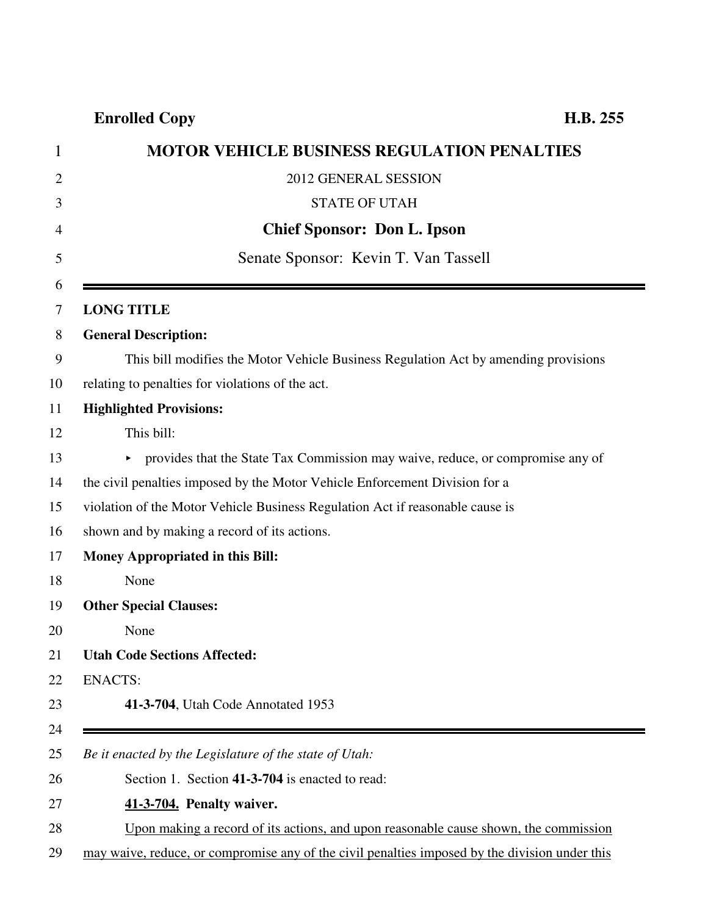**Enrolled Copy** **H.B. 255**

# MOTOR VEHICLE BUSINESS REGULATION PENALTIES

2012 GENERAL SESSION

STATE OF UTAH

**Chief Sponsor: Don L. Ipson**

Senate Sponsor: Kevin T. Van Tassell

---

**LONG TITLE**

**General Description:**

This bill modifies the Motor Vehicle Business Regulation Act by amending provisions relating to penalties for violations of the act.

**Highlighted Provisions:**

This bill:

- provides that the State Tax Commission may waive, reduce, or compromise any of the civil penalties imposed by the Motor Vehicle Enforcement Division for a violation of the Motor Vehicle Business Regulation Act if reasonable cause is shown and by making a record of its actions.

**Money Appropriated in this Bill:**

None

**Other Special Clauses:**

None

**Utah Code Sections Affected:**

ENACTS:

**41-3-704**, Utah Code Annotated 1953

---

*Be it enacted by the Legislature of the state of Utah:*

Section 1. Section **41-3-704** is enacted to read:

**41-3-704. Penalty waiver.**

Upon making a record of its actions, and upon reasonable cause shown, the commission may waive, reduce, or compromise any of the civil penalties imposed by the division under this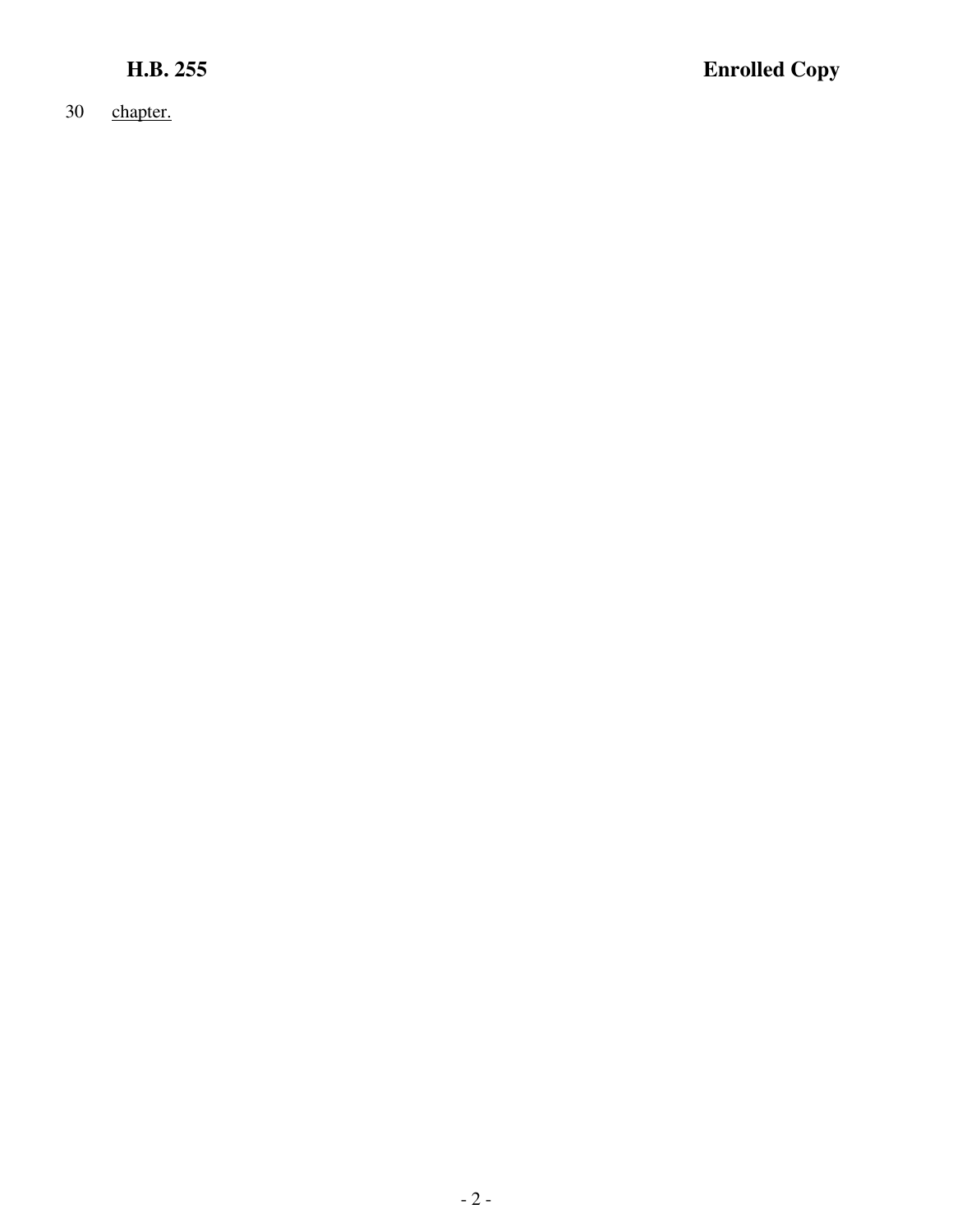30 chapter.